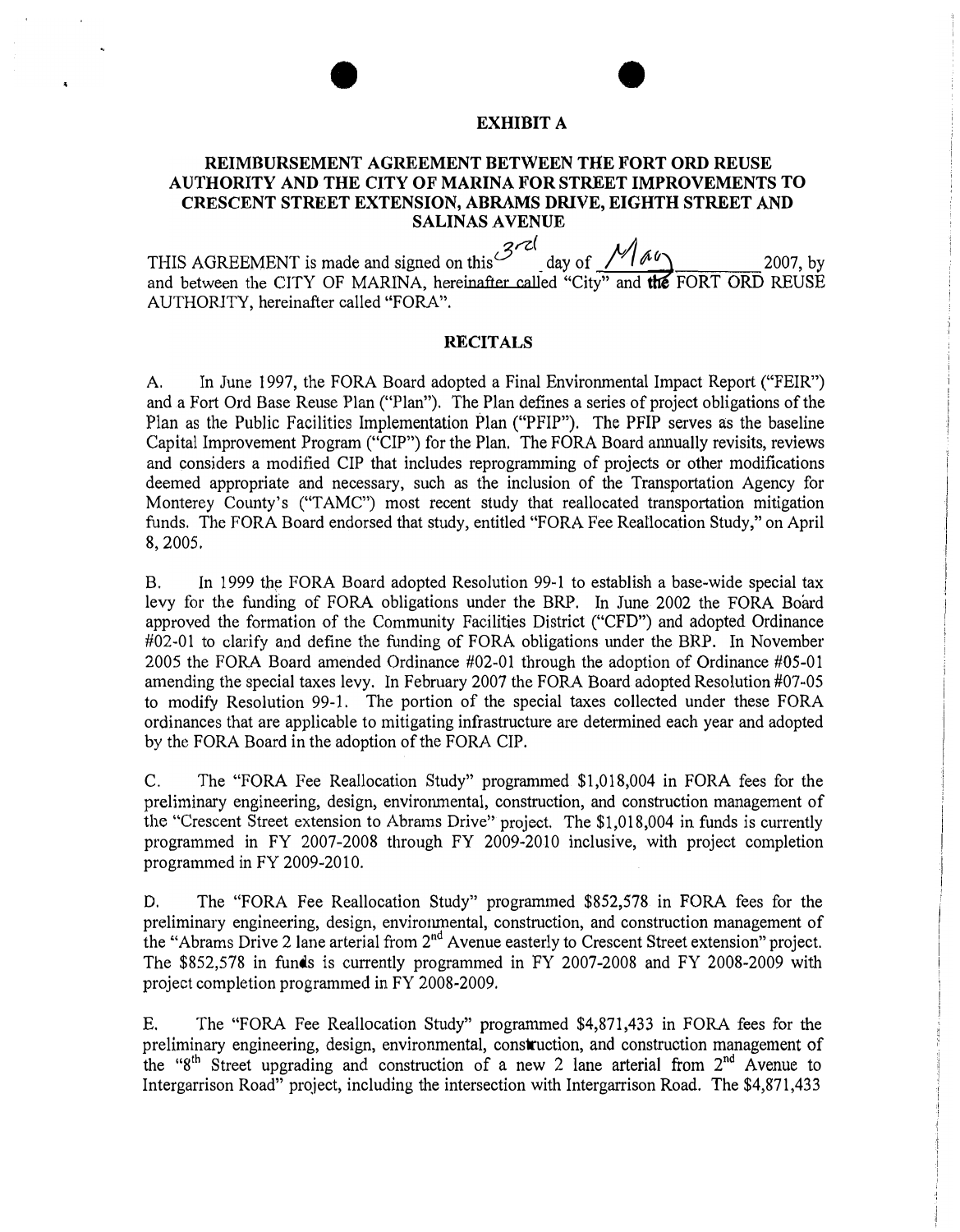## EXHIBIT A

## REIMBURSEMENT AGREEMENT BETWEEN THE FORT ORD REUSE AUTHORITY AND THE CITY OF MARINA FOR STREET IMPROVEMENTS TO CRESCENT STREET EXTENSION, ABRAMS DRIVE, EIGHTH STREET AND SALINAS AVENUE

THIS AGREEMENT is made and signed on this 3rd day of May 2007, by and between the CITY OF MARINA, hereinafter called "City" and the FORT ORD REUSE AUTHORITY, hereinafter called "FORA".

### RECITALS

A. In June 1997, the FORA Board adopted a Final Environmental Impact Report ("FEIR") and a Fort Ord Base Reuse Plan ("Plan"). The Plan defines a series of project obligations of the Plan as the Public Facilities Implementation Plan ("PFIP"). The PFIP serves as the baseline Capital Improvement Program ("CIP") for the Plan. The FORA Board annually revisits, reviews and considers a modified CIP that includes reprogramming of projects or other modifications deemed appropriate and necessary, such as the inclusion of the Transportation Agency for Monterey County's ("TAMC") most recent study that reallocated transportation mitigation funds. The FORA Board endorsed that study, entitled "FORA Fee Reallocation Study," on April 8, 2005.

B. In 1999 the FORA Board adopted Resolution 99-1 to establish a base-wide special tax levy for the funding of FORA obligations under the BRP. In June 2002 the FORA Board approved the formation of the Community Facilities District ("CFD") and adopted Ordinance #02-01 to clarify and define the funding of FORA obligations under the BRP. In November 2005 the FORA Board amended Ordinance #02-01 through the adoption of Ordinance #05-01 amending the special taxes levy. In February 2007 the FORA Board adopted Resolution #07-05 to modify Resolution 99-1. The portion of the special taxes collected under these FORA ordinances that are applicable to mitigating infrastructure are determined each year and adopted by the FORA Board in the adoption of the FORA CIP.

C. The "FORA Fee Reallocation Study" programmed $1,018,004 in FORA fees for the preliminary engineering, design, environmental, construction, and construction management of the "Crescent Street extension to Abrams Drive" project. The $1,018,004 in funds is currently programmed in FY 2007-2008 through FY 2009-2010 inclusive, with project completion programmed in FY 2009-2010.

D. The "FORA Fee Reallocation Study" programmed $852,578 in FORA fees for the preliminary engineering, design, environmental, construction, and construction management of the "Abrams Drive 2 lane arterial from 2nd Avenue easterly to Crescent Street extension" project. The $852,578 in funds is currently programmed in FY 2007-2008 and FY 2008-2009 with project completion programmed in FY 2008-2009.

E. The "FORA Fee Reallocation Study" programmed $4,871,433 in FORA fees for the preliminary engineering, design, environmental, construction, and construction management of the "8th Street upgrading and construction of a new 2 lane arterial from 2nd Avenue to Intergarrison Road" project, including the intersection with Intergarrison Road. The $4,871,433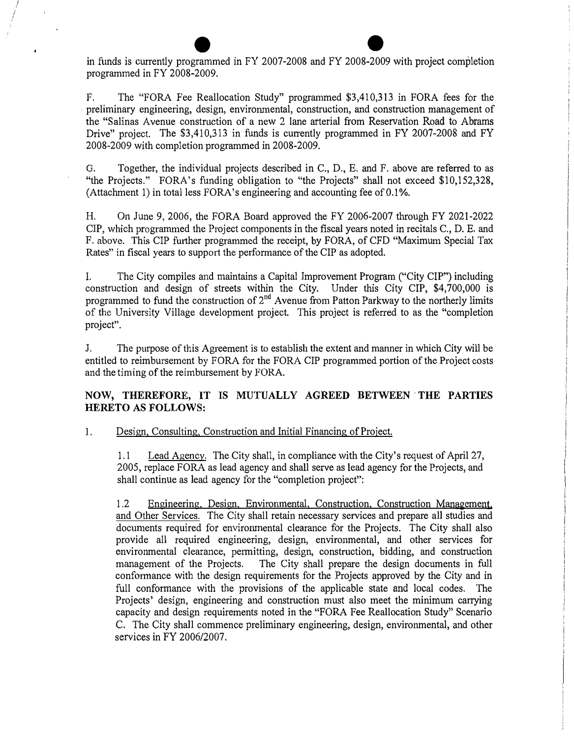in funds is currently programmed in FY 2007-2008 and FY 2008-2009 with project completion programmed in FY 2008-2009.

F. The "FORA Fee Reallocation Study" programmed $3,410,313 in FORA fees for the preliminary engineering, design, environmental, construction, and construction management of the "Salinas Avenue construction of a new 2 lane arterial from Reservation Road to Abrams Drive" project. The $3,410,313 in funds is currently programmed in FY 2007-2008 and FY 2008-2009 with completion programmed in 2008-2009.

G. Together, the individual projects described in C., D., E. and F. above are referred to as "the Projects." FORA's funding obligation to "the Projects" shall not exceed $10,152,328, (Attachment 1) in total less FORA's engineering and accounting fee of 0.1%.

H. On June 9, 2006, the FORA Board approved the FY 2006-2007 through FY 2021-2022 CIP, which programmed the Project components in the fiscal years noted in recitals C., D. E. and F. above. This CIP further programmed the receipt, by FORA, of CFD "Maximum Special Tax Rates" in fiscal years to support the performance of the CIP as adopted.

I. The City compiles and maintains a Capital Improvement Program ("City CIP") including construction and design of streets within the City. Under this City CIP, $4,700,000 is programmed to fund the construction of 2nd Avenue from Patton Parkway to the northerly limits of the University Village development project. This project is referred to as the "completion project".

J. The purpose of this Agreement is to establish the extent and manner in which City will be entitled to reimbursement by FORA for the FORA CIP programmed portion of the Project costs and the timing of the reimbursement by FORA.

**NOW, THEREFORE, IT IS MUTUALLY AGREED BETWEEN THE PARTIES HERETO AS FOLLOWS:**

1. Design, Consulting, Construction and Initial Financing of Project.

1.1 Lead Agency. The City shall, in compliance with the City's request of April 27, 2005, replace FORA as lead agency and shall serve as lead agency for the Projects, and shall continue as lead agency for the "completion project":

1.2 Engineering, Design, Environmental, Construction, Construction Management, and Other Services. The City shall retain necessary services and prepare all studies and documents required for environmental clearance for the Projects. The City shall also provide all required engineering, design, environmental, and other services for environmental clearance, permitting, design, construction, bidding, and construction management of the Projects. The City shall prepare the design documents in full conformance with the design requirements for the Projects approved by the City and in full conformance with the provisions of the applicable state and local codes. The Projects' design, engineering and construction must also meet the minimum carrying capacity and design requirements noted in the "FORA Fee Reallocation Study" Scenario C. The City shall commence preliminary engineering, design, environmental, and other services in FY 2006/2007.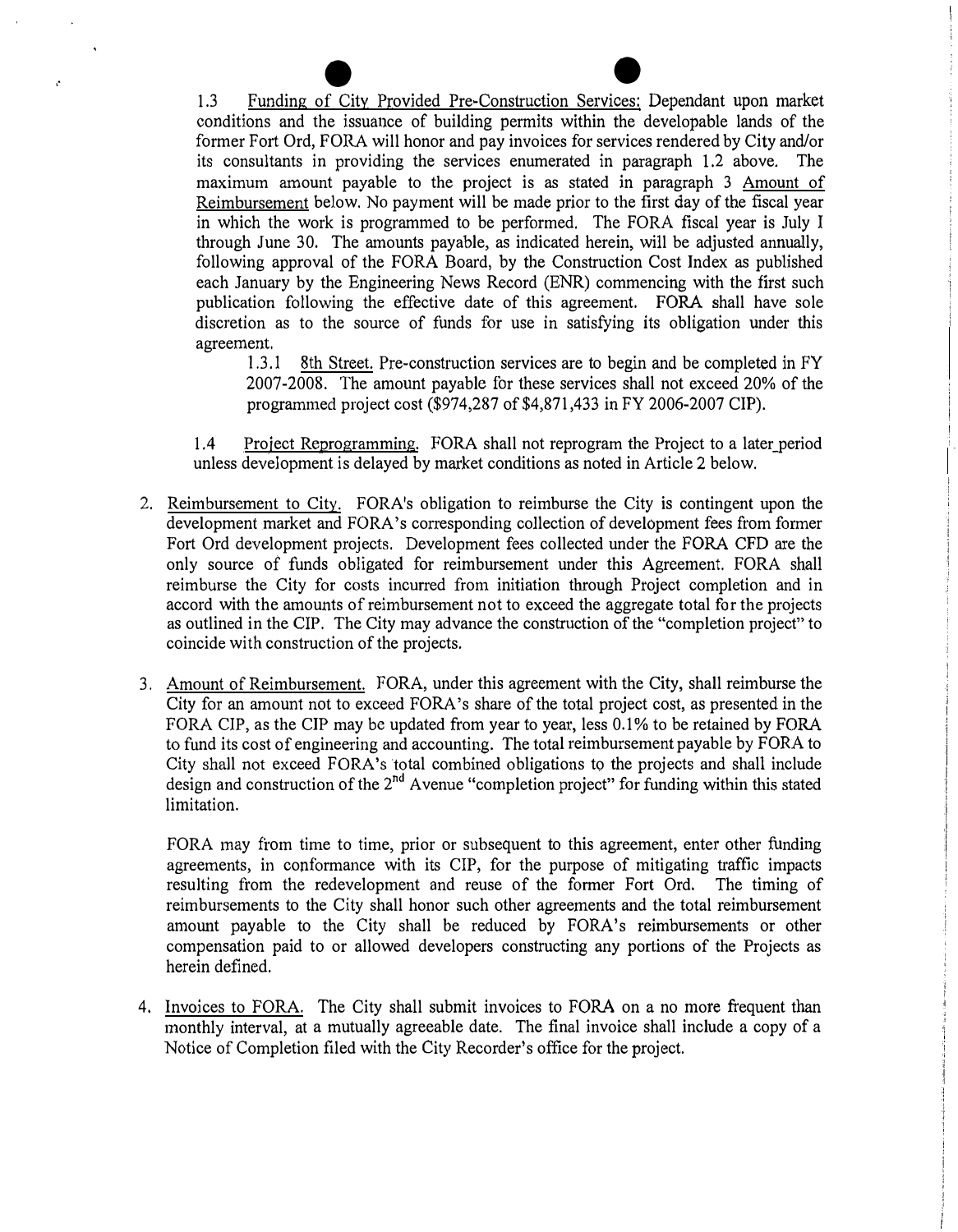1.3 Funding of City Provided Pre-Construction Services: Dependant upon market conditions and the issuance of building permits within the developable lands of the former Fort Ord, FORA will honor and pay invoices for services rendered by City and/or its consultants in providing the services enumerated in paragraph 1.2 above. The maximum amount payable to the project is as stated in paragraph 3 Amount of Reimbursement below. No payment will be made prior to the first day of the fiscal year in which the work is programmed to be performed. The FORA fiscal year is July 1 through June 30. The amounts payable, as indicated herein, will be adjusted annually, following approval of the FORA Board, by the Construction Cost Index as published each January by the Engineering News Record (ENR) commencing with the first such publication following the effective date of this agreement. FORA shall have sole discretion as to the source of funds for use in satisfying its obligation under this agreement.

1.3.1 8th Street. Pre-construction services are to begin and be completed in FY 2007-2008. The amount payable for these services shall not exceed 20% of the programmed project cost ($974,287 of $4,871,433 in FY 2006-2007 CIP).

1.4 Project Reprogramming. FORA shall not reprogram the Project to a later period unless development is delayed by market conditions as noted in Article 2 below.

2. Reimbursement to City. FORA's obligation to reimburse the City is contingent upon the development market and FORA's corresponding collection of development fees from former Fort Ord development projects. Development fees collected under the FORA CFD are the only source of funds obligated for reimbursement under this Agreement. FORA shall reimburse the City for costs incurred from initiation through Project completion and in accord with the amounts of reimbursement not to exceed the aggregate total for the projects as outlined in the CIP. The City may advance the construction of the "completion project" to coincide with construction of the projects.

3. Amount of Reimbursement. FORA, under this agreement with the City, shall reimburse the City for an amount not to exceed FORA's share of the total project cost, as presented in the FORA CIP, as the CIP may be updated from year to year, less 0.1% to be retained by FORA to fund its cost of engineering and accounting. The total reimbursement payable by FORA to City shall not exceed FORA's total combined obligations to the projects and shall include design and construction of the 2nd Avenue "completion project" for funding within this stated limitation.

   FORA may from time to time, prior or subsequent to this agreement, enter other funding agreements, in conformance with its CIP, for the purpose of mitigating traffic impacts resulting from the redevelopment and reuse of the former Fort Ord. The timing of reimbursements to the City shall honor such other agreements and the total reimbursement amount payable to the City shall be reduced by FORA's reimbursements or other compensation paid to or allowed developers constructing any portions of the Projects as herein defined.

4. Invoices to FORA. The City shall submit invoices to FORA on a no more frequent than monthly interval, at a mutually agreeable date. The final invoice shall include a copy of a Notice of Completion filed with the City Recorder's office for the project.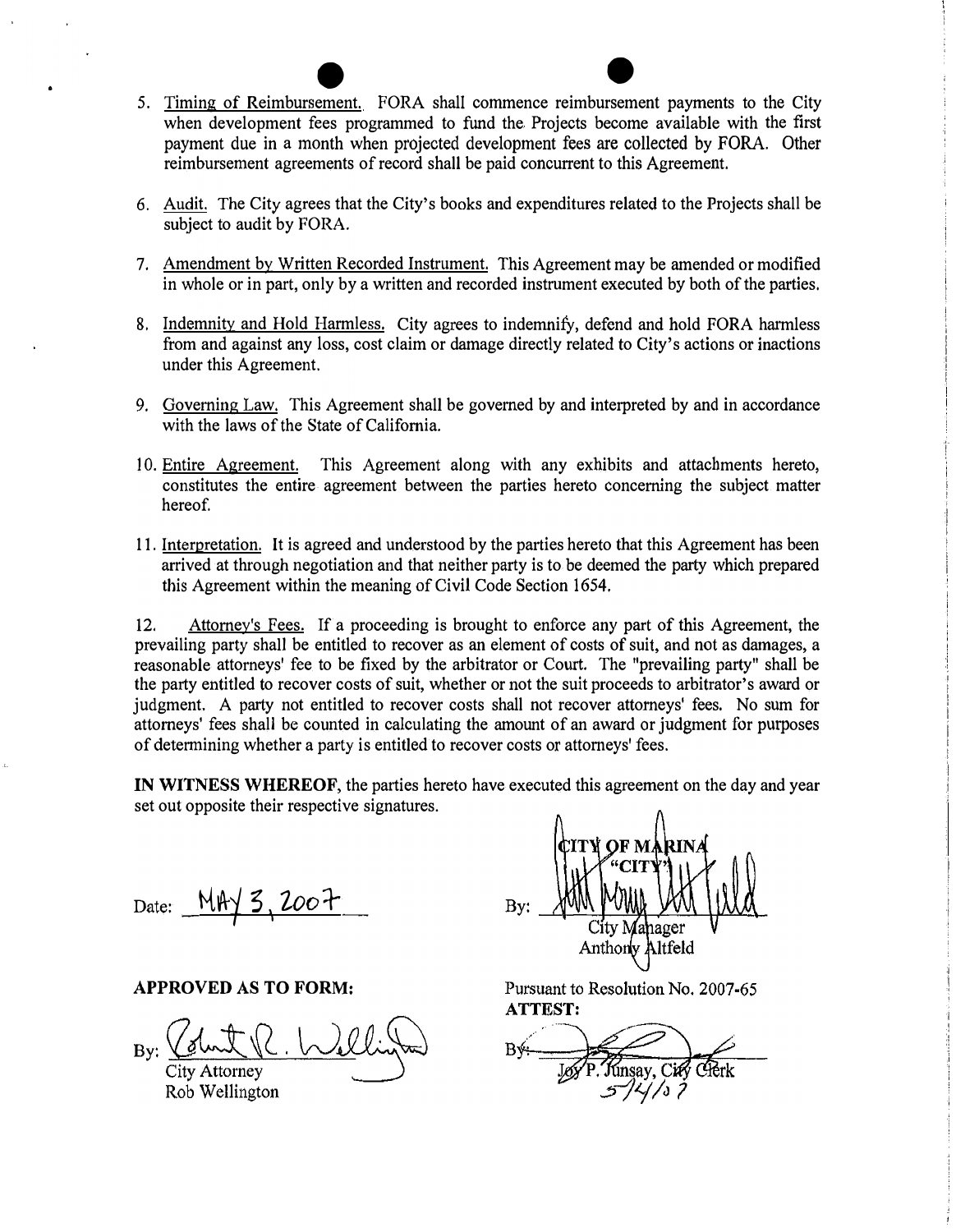5. Timing of Reimbursement. FORA shall commence reimbursement payments to the City when development fees programmed to fund the Projects become available with the first payment due in a month when projected development fees are collected by FORA. Other reimbursement agreements of record shall be paid concurrent to this Agreement.

6. Audit. The City agrees that the City's books and expenditures related to the Projects shall be subject to audit by FORA.

7. Amendment by Written Recorded Instrument. This Agreement may be amended or modified in whole or in part, only by a written and recorded instrument executed by both of the parties.

8. Indemnity and Hold Harmless. City agrees to indemnify, defend and hold FORA harmless from and against any loss, cost claim or damage directly related to City's actions or inactions under this Agreement.

9. Governing Law. This Agreement shall be governed by and interpreted by and in accordance with the laws of the State of California.

10. Entire Agreement. This Agreement along with any exhibits and attachments hereto, constitutes the entire agreement between the parties hereto concerning the subject matter hereof.

11. Interpretation. It is agreed and understood by the parties hereto that this Agreement has been arrived at through negotiation and that neither party is to be deemed the party which prepared this Agreement within the meaning of Civil Code Section 1654.

12. Attorney's Fees. If a proceeding is brought to enforce any part of this Agreement, the prevailing party shall be entitled to recover as an element of costs of suit, and not as damages, a reasonable attorneys' fee to be fixed by the arbitrator or Court. The "prevailing party" shall be the party entitled to recover costs of suit, whether or not the suit proceeds to arbitrator's award or judgment. A party not entitled to recover costs shall not recover attorneys' fees. No sum for attorneys' fees shall be counted in calculating the amount of an award or judgment for purposes of determining whether a party is entitled to recover costs or attorneys' fees.

**IN WITNESS WHEREOF**, the parties hereto have executed this agreement on the day and year set out opposite their respective signatures.

**CITY OF MARINA**
**"CITY"**

Date: MAY 3, 2007

By: ______________________
City Manager
Anthony Altfeld

**APPROVED AS TO FORM:**

By: ______________________
City Attorney
Rob Wellington

Pursuant to Resolution No. 2007-65

**ATTEST:**

By: ______________________
Joy P. Junsay, City Clerk
5/4/07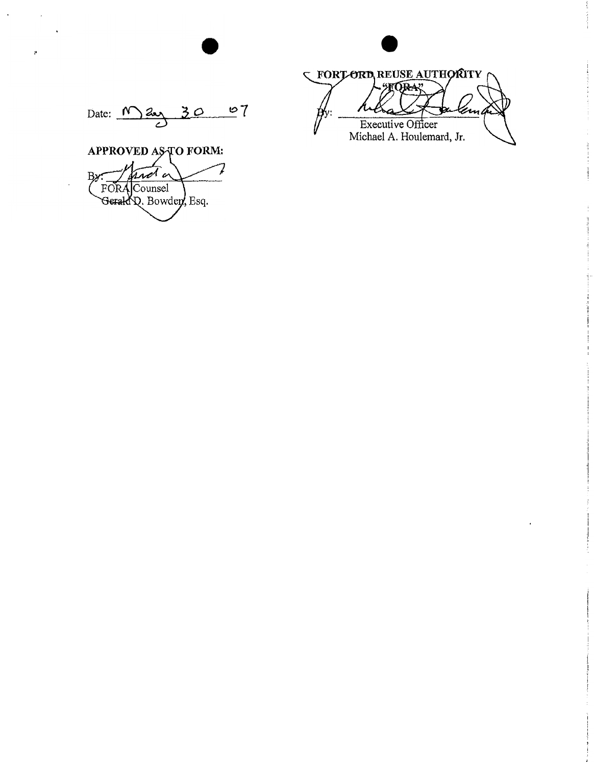FORT ORD REUSE AUTHORITY
"FORA"

By: ______________________
Executive Officer
Michael A. Houlemard, Jr.

Date: May 30 07

**APPROVED AS TO FORM:**

By: ______________________
FORA Counsel
Gerald D. Bowden, Esq.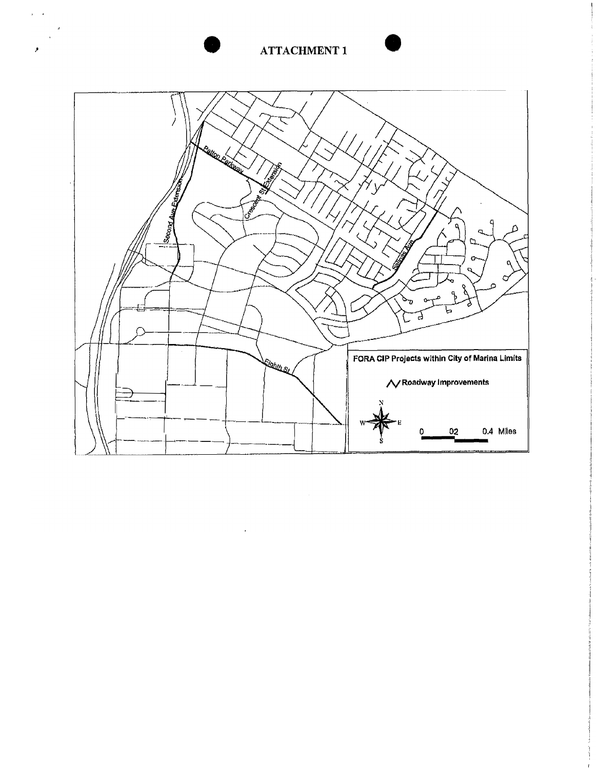# ATTACHMENT 1

Patton Parkway

Crescent St Extension

Second Ave Extension

Salinas Ave

Eighth St

**FORA CIP Projects within City of Marina Limits**

**Roadway Improvements**

N

W E

S

0 02 0.4 Miles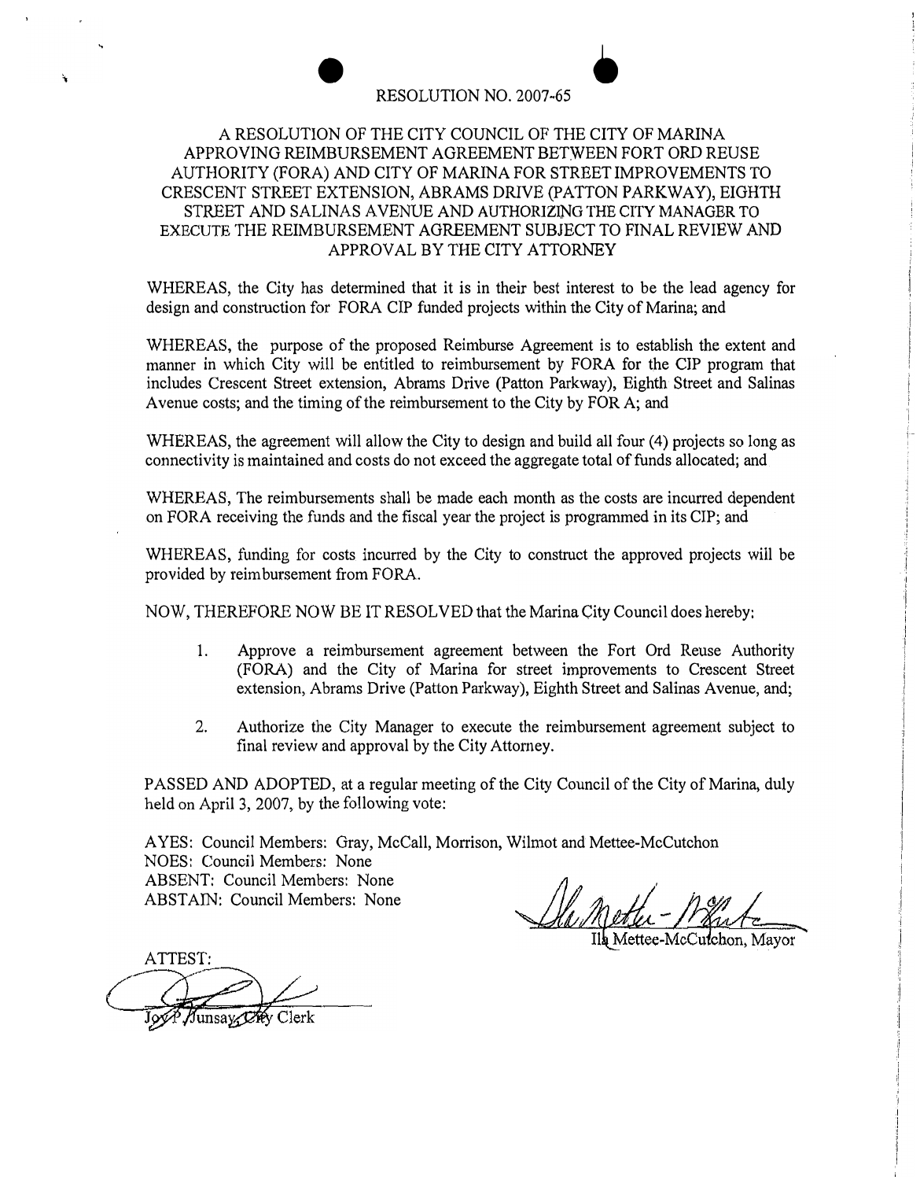# RESOLUTION NO. 2007-65

## A RESOLUTION OF THE CITY COUNCIL OF THE CITY OF MARINA APPROVING REIMBURSEMENT AGREEMENT BETWEEN FORT ORD REUSE AUTHORITY (FORA) AND CITY OF MARINA FOR STREET IMPROVEMENTS TO CRESCENT STREET EXTENSION, ABRAMS DRIVE (PATTON PARKWAY), EIGHTH STREET AND SALINAS AVENUE AND AUTHORIZING THE CITY MANAGER TO EXECUTE THE REIMBURSEMENT AGREEMENT SUBJECT TO FINAL REVIEW AND APPROVAL BY THE CITY ATTORNEY

WHEREAS, the City has determined that it is in their best interest to be the lead agency for design and construction for FORA CIP funded projects within the City of Marina; and

WHEREAS, the purpose of the proposed Reimburse Agreement is to establish the extent and manner in which City will be entitled to reimbursement by FORA for the CIP program that includes Crescent Street extension, Abrams Drive (Patton Parkway), Eighth Street and Salinas Avenue costs; and the timing of the reimbursement to the City by FOR A; and

WHEREAS, the agreement will allow the City to design and build all four (4) projects so long as connectivity is maintained and costs do not exceed the aggregate total of funds allocated; and

WHEREAS, The reimbursements shall be made each month as the costs are incurred dependent on FORA receiving the funds and the fiscal year the project is programmed in its CIP; and

WHEREAS, funding for costs incurred by the City to construct the approved projects will be provided by reimbursement from FORA.

NOW, THEREFORE NOW BE IT RESOLVED that the Marina City Council does hereby:

1. Approve a reimbursement agreement between the Fort Ord Reuse Authority (FORA) and the City of Marina for street improvements to Crescent Street extension, Abrams Drive (Patton Parkway), Eighth Street and Salinas Avenue, and;

2. Authorize the City Manager to execute the reimbursement agreement subject to final review and approval by the City Attorney.

PASSED AND ADOPTED, at a regular meeting of the City Council of the City of Marina, duly held on April 3, 2007, by the following vote:

AYES: Council Members: Gray, McCall, Morrison, Wilmot and Mettee-McCutchon
NOES: Council Members: None
ABSENT: Council Members: None
ABSTAIN: Council Members: None

Ila Mettee-McCutchon, Mayor

ATTEST:

Joy P. Junsay, City Clerk